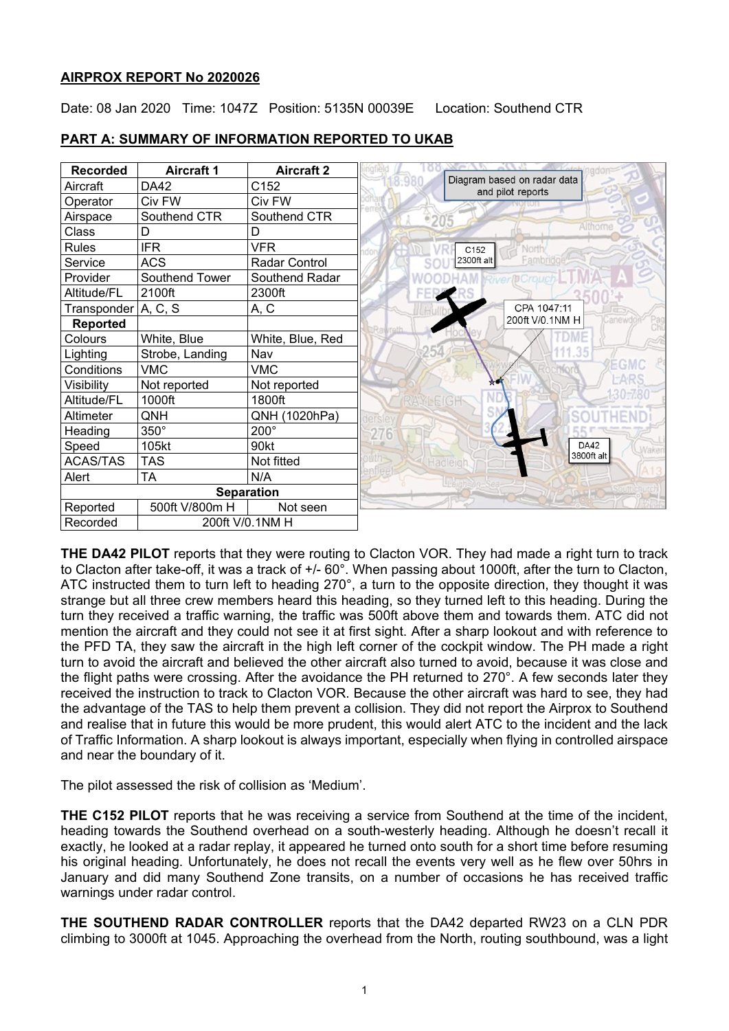**AIRPROX REPORT No 2020026**

Date: 08 Jan 2020 Time: 1047Z Position: 5135N 00039E Location: Southend CTR

**PART A: SUMMARY OF INFORMATION REPORTED TO UKAB**

| Recorded | Aircraft 1 | Aircraft 2 |
|---|---|---|
| Aircraft | DA42 | C152 |
| Operator | Civ FW | Civ FW |
| Airspace | Southend CTR | Southend CTR |
| Class | D | D |
| Rules | IFR | VFR |
| Service | ACS | Radar Control |
| Provider | Southend Tower | Southend Radar |
| Altitude/FL | 2100ft | 2300ft |
| Transponder | A, C, S | A, C |
| **Reported** | | |
| Colours | White, Blue | White, Blue, Red |
| Lighting | Strobe, Landing | Nav |
| Conditions | VMC | VMC |
| Visibility | Not reported | Not reported |
| Altitude/FL | 1000ft | 1800ft |
| Altimeter | QNH | QNH (1020hPa) |
| Heading | 350° | 200° |
| Speed | 105kt | 90kt |
| ACAS/TAS | TAS | Not fitted |
| Alert | TA | N/A |
| **Separation** | | |
| Reported | 500ft V/800m H | Not seen |
| Recorded | 200ft V/0.1NM H | |

Diagram based on radar data and pilot reports

C152 2300ft alt

CPA 1047:11 200ft V/0.1NM H

DA42 3800ft alt

**THE DA42 PILOT** reports that they were routing to Clacton VOR. They had made a right turn to track to Clacton after take-off, it was a track of +/- 60°. When passing about 1000ft, after the turn to Clacton, ATC instructed them to turn left to heading 270°, a turn to the opposite direction, they thought it was strange but all three crew members heard this heading, so they turned left to this heading. During the turn they received a traffic warning, the traffic was 500ft above them and towards them. ATC did not mention the aircraft and they could not see it at first sight. After a sharp lookout and with reference to the PFD TA, they saw the aircraft in the high left corner of the cockpit window. The PH made a right turn to avoid the aircraft and believed the other aircraft also turned to avoid, because it was close and the flight paths were crossing. After the avoidance the PH returned to 270°. A few seconds later they received the instruction to track to Clacton VOR. Because the other aircraft was hard to see, they had the advantage of the TAS to help them prevent a collision. They did not report the Airprox to Southend and realise that in future this would be more prudent, this would alert ATC to the incident and the lack of Traffic Information. A sharp lookout is always important, especially when flying in controlled airspace and near the boundary of it.

The pilot assessed the risk of collision as 'Medium'.

**THE C152 PILOT** reports that he was receiving a service from Southend at the time of the incident, heading towards the Southend overhead on a south-westerly heading. Although he doesn't recall it exactly, he looked at a radar replay, it appeared he turned onto south for a short time before resuming his original heading. Unfortunately, he does not recall the events very well as he flew over 50hrs in January and did many Southend Zone transits, on a number of occasions he has received traffic warnings under radar control.

**THE SOUTHEND RADAR CONTROLLER** reports that the DA42 departed RW23 on a CLN PDR climbing to 3000ft at 1045. Approaching the overhead from the North, routing southbound, was a light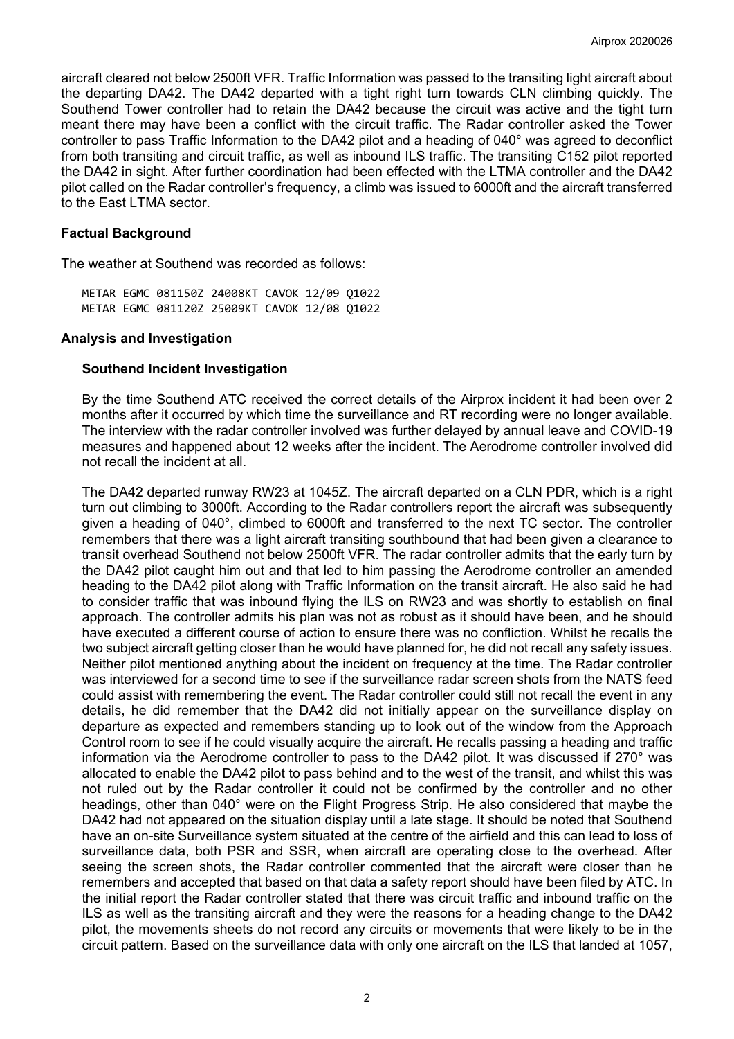aircraft cleared not below 2500ft VFR. Traffic Information was passed to the transiting light aircraft about the departing DA42. The DA42 departed with a tight right turn towards CLN climbing quickly. The Southend Tower controller had to retain the DA42 because the circuit was active and the tight turn meant there may have been a conflict with the circuit traffic. The Radar controller asked the Tower controller to pass Traffic Information to the DA42 pilot and a heading of 040° was agreed to deconflict from both transiting and circuit traffic, as well as inbound ILS traffic. The transiting C152 pilot reported the DA42 in sight. After further coordination had been effected with the LTMA controller and the DA42 pilot called on the Radar controller's frequency, a climb was issued to 6000ft and the aircraft transferred to the East LTMA sector.

## Factual Background

The weather at Southend was recorded as follows:

```
METAR EGMC 081150Z 24008KT CAVOK 12/09 Q1022
METAR EGMC 081120Z 25009KT CAVOK 12/08 Q1022
```

## Analysis and Investigation

### Southend Incident Investigation

By the time Southend ATC received the correct details of the Airprox incident it had been over 2 months after it occurred by which time the surveillance and RT recording were no longer available. The interview with the radar controller involved was further delayed by annual leave and COVID-19 measures and happened about 12 weeks after the incident. The Aerodrome controller involved did not recall the incident at all.

The DA42 departed runway RW23 at 1045Z. The aircraft departed on a CLN PDR, which is a right turn out climbing to 3000ft. According to the Radar controllers report the aircraft was subsequently given a heading of 040°, climbed to 6000ft and transferred to the next TC sector. The controller remembers that there was a light aircraft transiting southbound that had been given a clearance to transit overhead Southend not below 2500ft VFR. The radar controller admits that the early turn by the DA42 pilot caught him out and that led to him passing the Aerodrome controller an amended heading to the DA42 pilot along with Traffic Information on the transit aircraft. He also said he had to consider traffic that was inbound flying the ILS on RW23 and was shortly to establish on final approach. The controller admits his plan was not as robust as it should have been, and he should have executed a different course of action to ensure there was no confliction. Whilst he recalls the two subject aircraft getting closer than he would have planned for, he did not recall any safety issues. Neither pilot mentioned anything about the incident on frequency at the time. The Radar controller was interviewed for a second time to see if the surveillance radar screen shots from the NATS feed could assist with remembering the event. The Radar controller could still not recall the event in any details, he did remember that the DA42 did not initially appear on the surveillance display on departure as expected and remembers standing up to look out of the window from the Approach Control room to see if he could visually acquire the aircraft. He recalls passing a heading and traffic information via the Aerodrome controller to pass to the DA42 pilot. It was discussed if 270° was allocated to enable the DA42 pilot to pass behind and to the west of the transit, and whilst this was not ruled out by the Radar controller it could not be confirmed by the controller and no other headings, other than 040° were on the Flight Progress Strip. He also considered that maybe the DA42 had not appeared on the situation display until a late stage. It should be noted that Southend have an on-site Surveillance system situated at the centre of the airfield and this can lead to loss of surveillance data, both PSR and SSR, when aircraft are operating close to the overhead. After seeing the screen shots, the Radar controller commented that the aircraft were closer than he remembers and accepted that based on that data a safety report should have been filed by ATC. In the initial report the Radar controller stated that there was circuit traffic and inbound traffic on the ILS as well as the transiting aircraft and they were the reasons for a heading change to the DA42 pilot, the movements sheets do not record any circuits or movements that were likely to be in the circuit pattern. Based on the surveillance data with only one aircraft on the ILS that landed at 1057,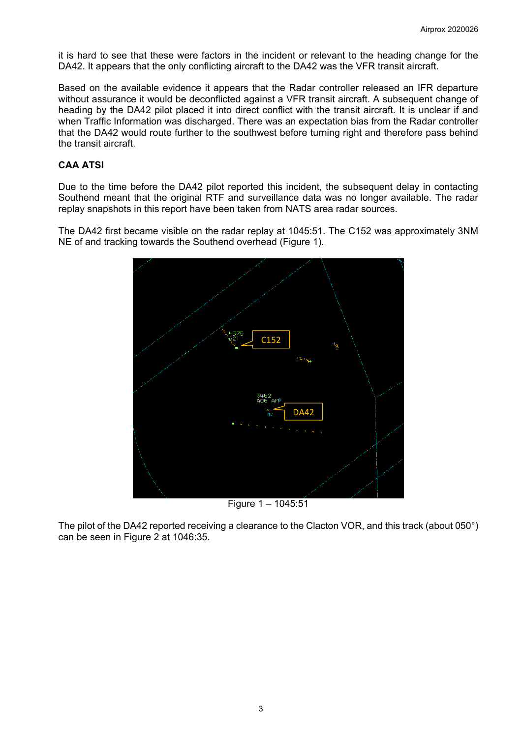it is hard to see that these were factors in the incident or relevant to the heading change for the DA42. It appears that the only conflicting aircraft to the DA42 was the VFR transit aircraft.

Based on the available evidence it appears that the Radar controller released an IFR departure without assurance it would be deconflicted against a VFR transit aircraft. A subsequent change of heading by the DA42 pilot placed it into direct conflict with the transit aircraft. It is unclear if and when Traffic Information was discharged. There was an expectation bias from the Radar controller that the DA42 would route further to the southwest before turning right and therefore pass behind the transit aircraft.

**CAA ATSI**

Due to the time before the DA42 pilot reported this incident, the subsequent delay in contacting Southend meant that the original RTF and surveillance data was no longer available. The radar replay snapshots in this report have been taken from NATS area radar sources.

The DA42 first became visible on the radar replay at 1045:51. The C152 was approximately 3NM NE of and tracking towards the Southend overhead (Figure 1).

Figure 1 – 1045:51

The pilot of the DA42 reported receiving a clearance to the Clacton VOR, and this track (about 050°) can be seen in Figure 2 at 1046:35.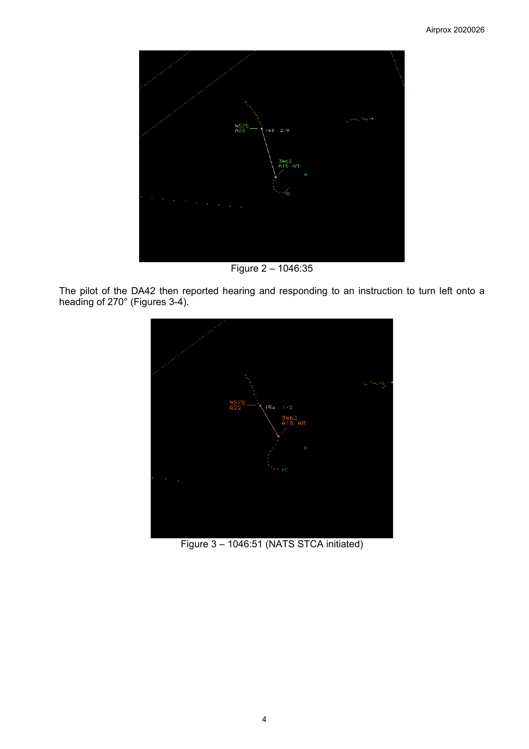Figure 2 – 1046:35

The pilot of the DA42 then reported hearing and responding to an instruction to turn left onto a heading of 270° (Figures 3-4).

Figure 3 – 1046:51 (NATS STCA initiated)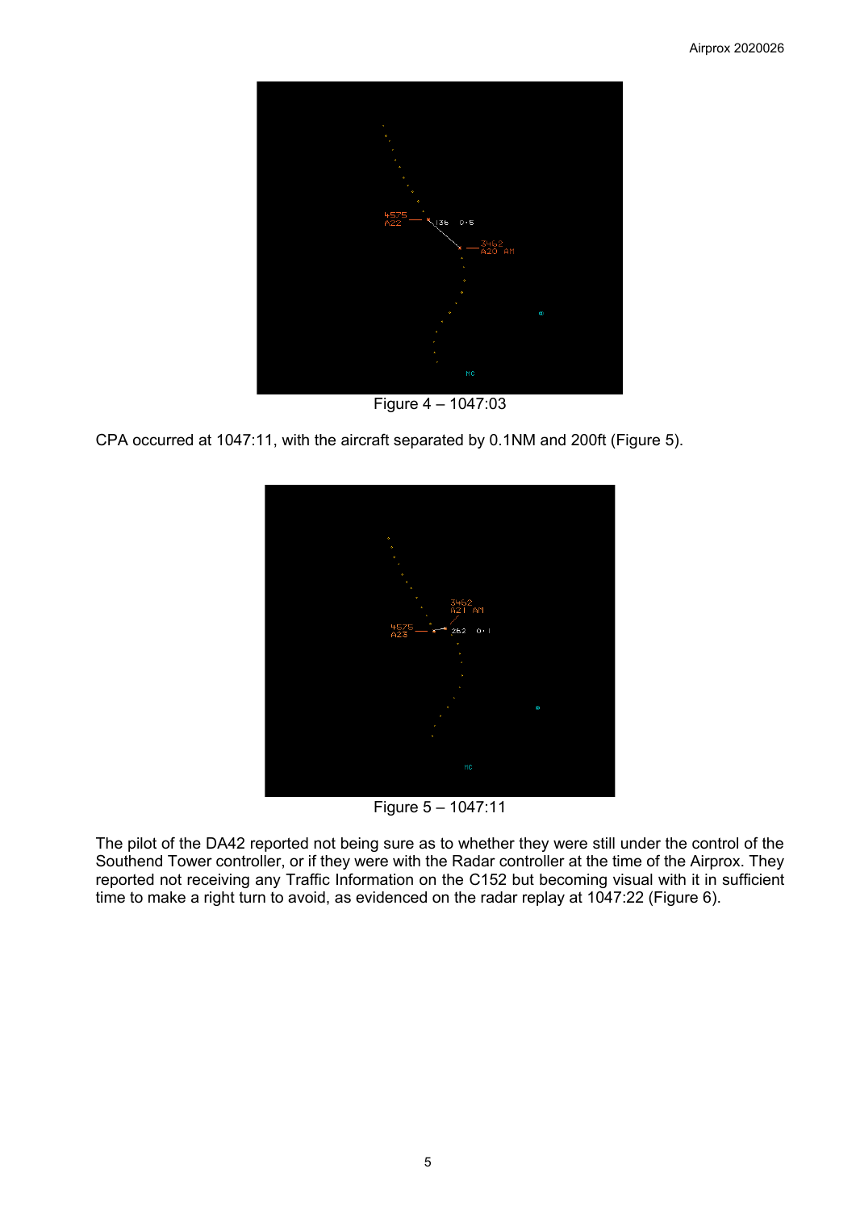Figure 4 – 1047:03

CPA occurred at 1047:11, with the aircraft separated by 0.1NM and 200ft (Figure 5).

Figure 5 – 1047:11

The pilot of the DA42 reported not being sure as to whether they were still under the control of the Southend Tower controller, or if they were with the Radar controller at the time of the Airprox. They reported not receiving any Traffic Information on the C152 but becoming visual with it in sufficient time to make a right turn to avoid, as evidenced on the radar replay at 1047:22 (Figure 6).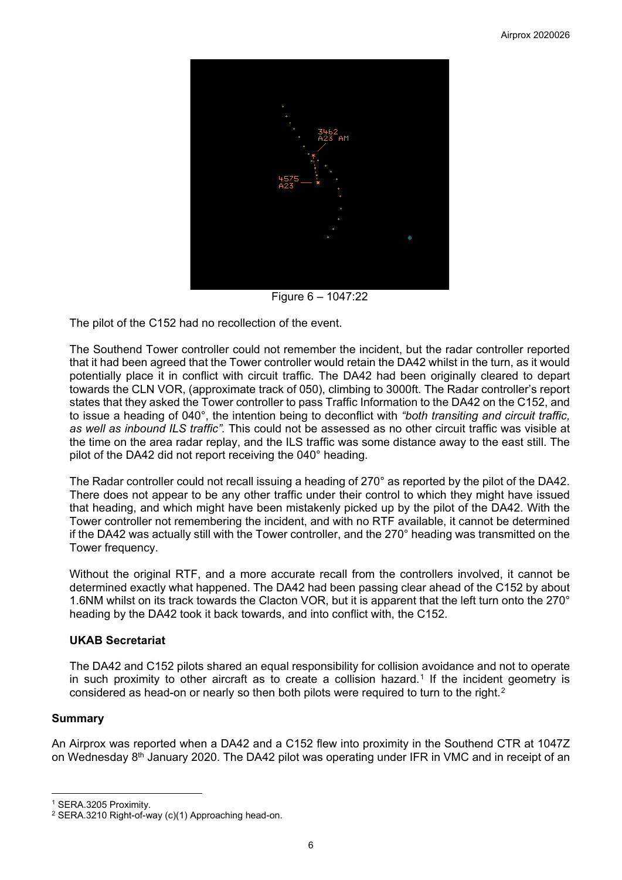Figure 6 – 1047:22

The pilot of the C152 had no recollection of the event.

The Southend Tower controller could not remember the incident, but the radar controller reported that it had been agreed that the Tower controller would retain the DA42 whilst in the turn, as it would potentially place it in conflict with circuit traffic. The DA42 had been originally cleared to depart towards the CLN VOR, (approximate track of 050), climbing to 3000ft. The Radar controller's report states that they asked the Tower controller to pass Traffic Information to the DA42 on the C152, and to issue a heading of 040°, the intention being to deconflict with *"both transiting and circuit traffic, as well as inbound ILS traffic".* This could not be assessed as no other circuit traffic was visible at the time on the area radar replay, and the ILS traffic was some distance away to the east still. The pilot of the DA42 did not report receiving the 040° heading.

The Radar controller could not recall issuing a heading of 270° as reported by the pilot of the DA42. There does not appear to be any other traffic under their control to which they might have issued that heading, and which might have been mistakenly picked up by the pilot of the DA42. With the Tower controller not remembering the incident, and with no RTF available, it cannot be determined if the DA42 was actually still with the Tower controller, and the 270° heading was transmitted on the Tower frequency.

Without the original RTF, and a more accurate recall from the controllers involved, it cannot be determined exactly what happened. The DA42 had been passing clear ahead of the C152 by about 1.6NM whilst on its track towards the Clacton VOR, but it is apparent that the left turn onto the 270° heading by the DA42 took it back towards, and into conflict with, the C152.

### UKAB Secretariat

The DA42 and C152 pilots shared an equal responsibility for collision avoidance and not to operate in such proximity to other aircraft as to create a collision hazard.[1] If the incident geometry is considered as head-on or nearly so then both pilots were required to turn to the right.[2]

## Summary

An Airprox was reported when a DA42 and a C152 flew into proximity in the Southend CTR at 1047Z on Wednesday 8th January 2020. The DA42 pilot was operating under IFR in VMC and in receipt of an

---

[1] SERA.3205 Proximity.

[2] SERA.3210 Right-of-way (c)(1) Approaching head-on.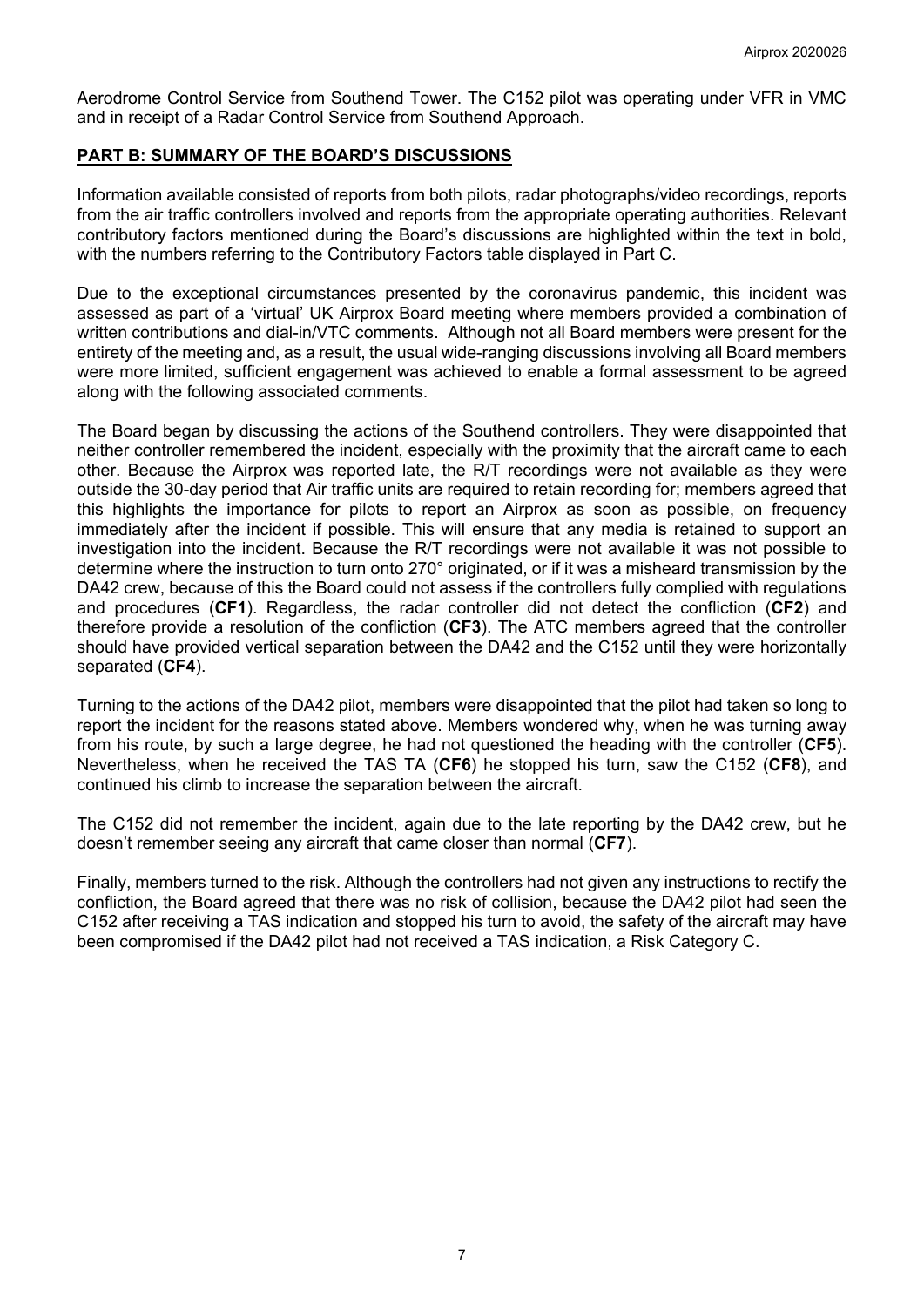Aerodrome Control Service from Southend Tower. The C152 pilot was operating under VFR in VMC and in receipt of a Radar Control Service from Southend Approach.

## PART B: SUMMARY OF THE BOARD'S DISCUSSIONS

Information available consisted of reports from both pilots, radar photographs/video recordings, reports from the air traffic controllers involved and reports from the appropriate operating authorities. Relevant contributory factors mentioned during the Board's discussions are highlighted within the text in bold, with the numbers referring to the Contributory Factors table displayed in Part C.

Due to the exceptional circumstances presented by the coronavirus pandemic, this incident was assessed as part of a 'virtual' UK Airprox Board meeting where members provided a combination of written contributions and dial-in/VTC comments. Although not all Board members were present for the entirety of the meeting and, as a result, the usual wide-ranging discussions involving all Board members were more limited, sufficient engagement was achieved to enable a formal assessment to be agreed along with the following associated comments.

The Board began by discussing the actions of the Southend controllers. They were disappointed that neither controller remembered the incident, especially with the proximity that the aircraft came to each other. Because the Airprox was reported late, the R/T recordings were not available as they were outside the 30-day period that Air traffic units are required to retain recording for; members agreed that this highlights the importance for pilots to report an Airprox as soon as possible, on frequency immediately after the incident if possible. This will ensure that any media is retained to support an investigation into the incident. Because the R/T recordings were not available it was not possible to determine where the instruction to turn onto 270° originated, or if it was a misheard transmission by the DA42 crew, because of this the Board could not assess if the controllers fully complied with regulations and procedures (**CF1**). Regardless, the radar controller did not detect the confliction (**CF2**) and therefore provide a resolution of the confliction (**CF3**). The ATC members agreed that the controller should have provided vertical separation between the DA42 and the C152 until they were horizontally separated (**CF4**).

Turning to the actions of the DA42 pilot, members were disappointed that the pilot had taken so long to report the incident for the reasons stated above. Members wondered why, when he was turning away from his route, by such a large degree, he had not questioned the heading with the controller (**CF5**). Nevertheless, when he received the TAS TA (**CF6**) he stopped his turn, saw the C152 (**CF8**), and continued his climb to increase the separation between the aircraft.

The C152 did not remember the incident, again due to the late reporting by the DA42 crew, but he doesn't remember seeing any aircraft that came closer than normal (**CF7**).

Finally, members turned to the risk. Although the controllers had not given any instructions to rectify the confliction, the Board agreed that there was no risk of collision, because the DA42 pilot had seen the C152 after receiving a TAS indication and stopped his turn to avoid, the safety of the aircraft may have been compromised if the DA42 pilot had not received a TAS indication, a Risk Category C.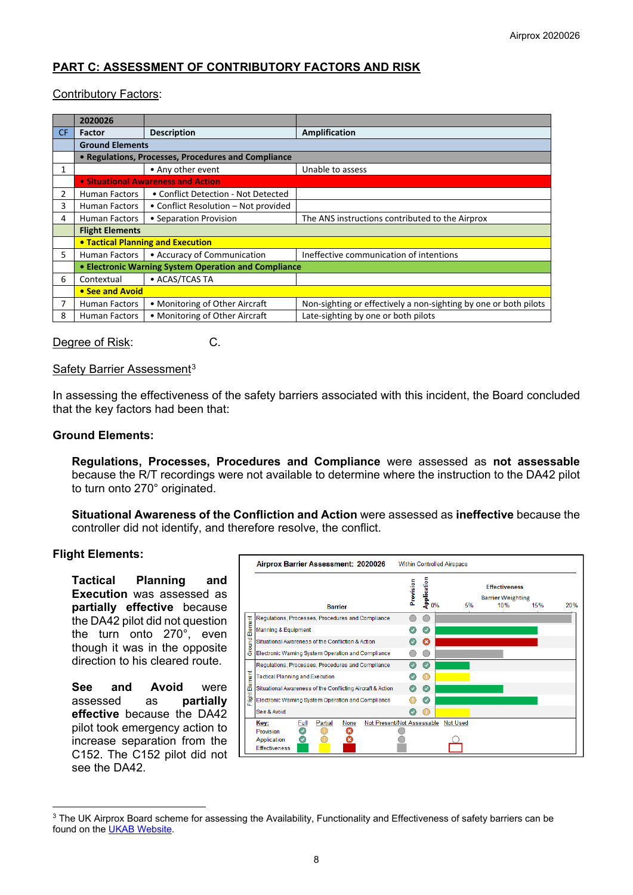## PART C: ASSESSMENT OF CONTRIBUTORY FACTORS AND RISK

Contributory Factors:

| | 2020026 | | |
|---|---|---|---|
| CF | Factor | Description | Amplification |
| | Ground Elements | | |
| | • Regulations, Processes, Procedures and Compliance | | |
| 1 | | • Any other event | Unable to assess |
| | • Situational Awareness and Action | | |
| 2 | Human Factors | • Conflict Detection - Not Detected | |
| 3 | Human Factors | • Conflict Resolution – Not provided | |
| 4 | Human Factors | • Separation Provision | The ANS instructions contributed to the Airprox |
| | Flight Elements | | |
| | • Tactical Planning and Execution | | |
| 5 | Human Factors | • Accuracy of Communication | Ineffective communication of intentions |
| | • Electronic Warning System Operation and Compliance | | |
| 6 | Contextual | • ACAS/TCAS TA | |
| | • See and Avoid | | |
| 7 | Human Factors | • Monitoring of Other Aircraft | Non-sighting or effectively a non-sighting by one or both pilots |
| 8 | Human Factors | • Monitoring of Other Aircraft | Late-sighting by one or both pilots |

Degree of Risk: C.

Safety Barrier Assessment[3]

In assessing the effectiveness of the safety barriers associated with this incident, the Board concluded that the key factors had been that:

**Ground Elements:**

**Regulations, Processes, Procedures and Compliance** were assessed as **not assessable** because the R/T recordings were not available to determine where the instruction to the DA42 pilot to turn onto 270° originated.

**Situational Awareness of the Confliction and Action** were assessed as **ineffective** because the controller did not identify, and therefore resolve, the conflict.

**Flight Elements:**

**Tactical Planning and Execution** was assessed as **partially effective** because the DA42 pilot did not question the turn onto 270°, even though it was in the opposite direction to his cleared route.

**See and Avoid** were assessed as **partially effective** because the DA42 pilot took emergency action to increase separation from the C152. The C152 pilot did not see the DA42.

Airprox Barrier Assessment: 2020026
Within Controlled Airspace

Barrier | Provision | Application | Effectiveness | Barrier Weighting | 0% | 5% | 10% | 15% | 20%

Ground Element
Regulations, Processes, Procedures and Compliance
Manning & Equipment
Situational Awareness of the Confliction & Action
Electronic Warning System Operation and Compliance

Flight Element
Regulations, Processes, Procedures and Compliance
Tactical Planning and Execution
Situational Awareness of the Conflicting Aircraft & Action
Electronic Warning System Operation and Compliance
See & Avoid

Key: Full | Partial | None | Not Present/Not Assessable | Not Used
Provision
Application
Effectiveness

[3] The UK Airprox Board scheme for assessing the Availability, Functionality and Effectiveness of safety barriers can be found on the UKAB Website.